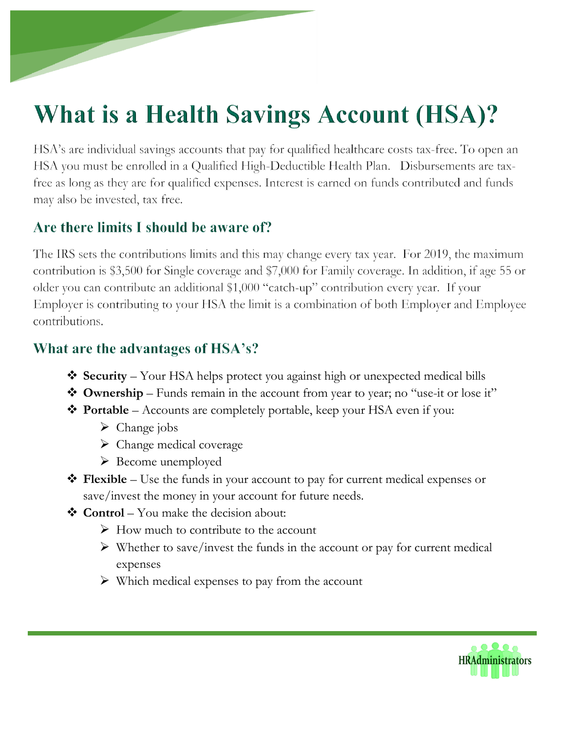# What is a Health Savings Account (HSA)?

HSA's are individual savings accounts that pay for qualified healthcare costs tax-free. To open an HSA you must be enrolled in a Qualified High-Deductible Health Plan. Disbursements are tax-free as long as they are for qualified expenses. Interest is earned on funds contributed and funds may also be invested, tax free.

## Are there limits I should be aware of?

The IRS sets the contributions limits and this may change every tax year. For 2019, the maximum contribution is $3,500 for Single coverage and $7,000 for Family coverage. In addition, if age 55 or older you can contribute an additional $1,000 "catch-up" contribution every year. If your Employer is contributing to your HSA the limit is a combination of both Employer and Employee contributions.

## What are the advantages of HSA's?

- **Security** – Your HSA helps protect you against high or unexpected medical bills
- **Ownership** – Funds remain in the account from year to year; no "use-it or lose it"
- **Portable** – Accounts are completely portable, keep your HSA even if you:
  - Change jobs
  - Change medical coverage
  - Become unemployed
- **Flexible** – Use the funds in your account to pay for current medical expenses or save/invest the money in your account for future needs.
- **Control** – You make the decision about:
  - How much to contribute to the account
  - Whether to save/invest the funds in the account or pay for current medical expenses
  - Which medical expenses to pay from the account

HRAdministrators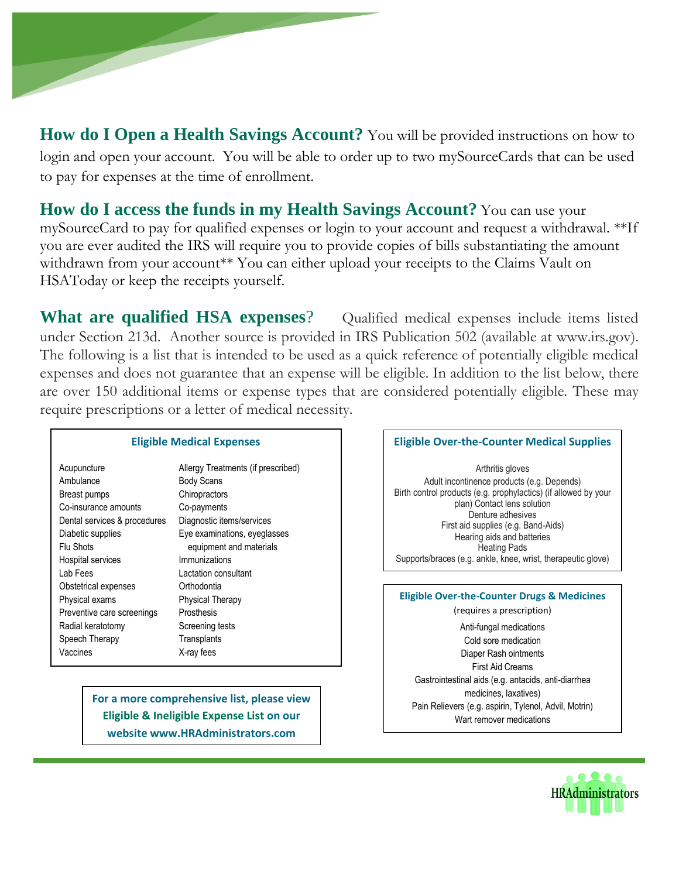**How do I Open a Health Savings Account?** You will be provided instructions on how to login and open your account. You will be able to order up to two mySourceCards that can be used to pay for expenses at the time of enrollment.

**How do I access the funds in my Health Savings Account?** You can use your mySourceCard to pay for qualified expenses or login to your account and request a withdrawal. **If you are ever audited the IRS will require you to provide copies of bills substantiating the amount withdrawn from your account** You can either upload your receipts to the Claims Vault on HSAToday or keep the receipts yourself.

**What are qualified HSA expenses**? Qualified medical expenses include items listed under Section 213d. Another source is provided in IRS Publication 502 (available at www.irs.gov). The following is a list that is intended to be used as a quick reference of potentially eligible medical expenses and does not guarantee that an expense will be eligible. In addition to the list below, there are over 150 additional items or expense types that are considered potentially eligible. These may require prescriptions or a letter of medical necessity.

### Eligible Medical Expenses

| | |
|---|---|
| Acupuncture | Allergy Treatments (if prescribed) |
| Ambulance | Body Scans |
| Breast pumps | Chiropractors |
| Co-insurance amounts | Co-payments |
| Dental services & procedures | Diagnostic items/services |
| Diabetic supplies | Eye examinations, eyeglasses equipment and materials |
| Flu Shots | Immunizations |
| Hospital services | Lactation consultant |
| Lab Fees | Orthodontia |
| Obstetrical expenses | Physical Therapy |
| Physical exams | Prosthesis |
| Preventive care screenings | Screening tests |
| Radial keratotomy | Transplants |
| Speech Therapy | X-ray fees |
| Vaccines | |

**For a more comprehensive list, please view Eligible & Ineligible Expense List on our website www.HRAdministrators.com**

### Eligible Over-the-Counter Medical Supplies

- Arthritis gloves
- Adult incontinence products (e.g. Depends)
- Birth control products (e.g. prophylactics) (if allowed by your plan)
- Contact lens solution
- Denture adhesives
- First aid supplies (e.g. Band-Aids)
- Hearing aids and batteries
- Heating Pads
- Supports/braces (e.g. ankle, knee, wrist, therapeutic glove)

### Eligible Over-the-Counter Drugs & Medicines

(requires a prescription)

- Anti-fungal medications
- Cold sore medication
- Diaper Rash ointments
- First Aid Creams
- Gastrointestinal aids (e.g. antacids, anti-diarrhea medicines, laxatives)
- Pain Relievers (e.g. aspirin, Tylenol, Advil, Motrin)
- Wart remover medications

HRAdministrators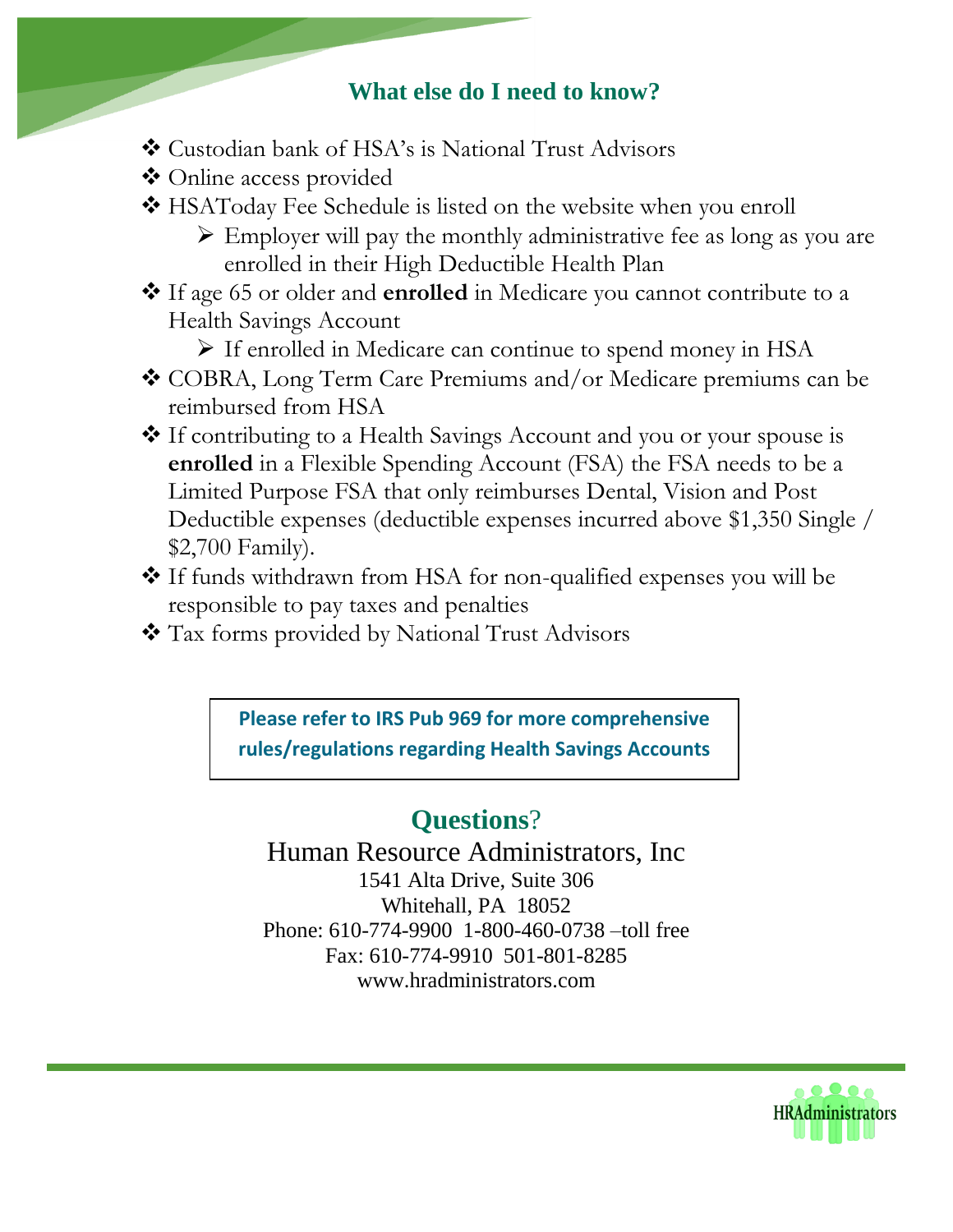## What else do I need to know?

- Custodian bank of HSA's is National Trust Advisors
- Online access provided
- HSAToday Fee Schedule is listed on the website when you enroll
  - Employer will pay the monthly administrative fee as long as you are enrolled in their High Deductible Health Plan
- If age 65 or older and **enrolled** in Medicare you cannot contribute to a Health Savings Account
  - If enrolled in Medicare can continue to spend money in HSA
- COBRA, Long Term Care Premiums and/or Medicare premiums can be reimbursed from HSA
- If contributing to a Health Savings Account and you or your spouse is **enrolled** in a Flexible Spending Account (FSA) the FSA needs to be a Limited Purpose FSA that only reimburses Dental, Vision and Post Deductible expenses (deductible expenses incurred above $1,350 Single / $2,700 Family).
- If funds withdrawn from HSA for non-qualified expenses you will be responsible to pay taxes and penalties
- Tax forms provided by National Trust Advisors

**Please refer to IRS Pub 969 for more comprehensive rules/regulations regarding Health Savings Accounts**

## Questions?

Human Resource Administrators, Inc
1541 Alta Drive, Suite 306
Whitehall, PA 18052
Phone: 610-774-9900 1-800-460-0738 –toll free
Fax: 610-774-9910 501-801-8285
www.hradministrators.com

HRAdministrators